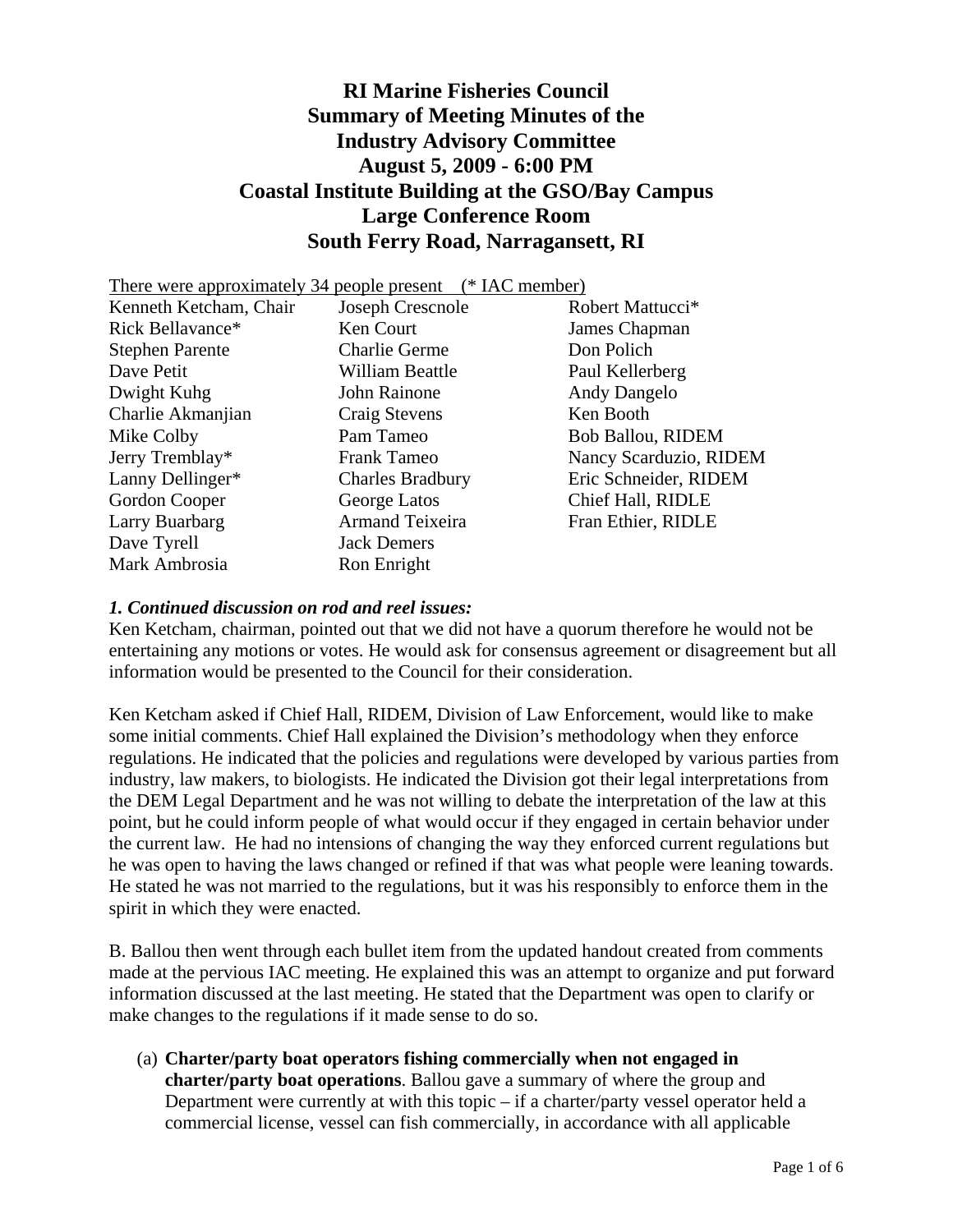# RI Marine Fisheries Council Summary of Meeting Minutes of the Industry Advisory Committee August 5, 2009 - 6:00 PM Coastal Institute Building at the GSO/Bay Campus Large Conference Room South Ferry Road, Narragansett, RI

There were approximately 34 people present (* IAC member)

| | | |
|---|---|---|
| Kenneth Ketcham, Chair | Joseph Crescnole | Robert Mattucci* |
| Rick Bellavance* | Ken Court | James Chapman |
| Stephen Parente | Charlie Germe | Don Polich |
| Dave Petit | William Beattle | Paul Kellerberg |
| Dwight Kuhg | John Rainone | Andy Dangelo |
| Charlie Akmanjian | Craig Stevens | Ken Booth |
| Mike Colby | Pam Tameo | Bob Ballou, RIDEM |
| Jerry Tremblay* | Frank Tameo | Nancy Scarduzio, RIDEM |
| Lanny Dellinger* | Charles Bradbury | Eric Schneider, RIDEM |
| Gordon Cooper | George Latos | Chief Hall, RIDLE |
| Larry Buarbarg | Armand Teixeira | Fran Ethier, RIDLE |
| Dave Tyrell | Jack Demers | |
| Mark Ambrosia | Ron Enright | |

***1. Continued discussion on rod and reel issues:***

Ken Ketcham, chairman, pointed out that we did not have a quorum therefore he would not be entertaining any motions or votes. He would ask for consensus agreement or disagreement but all information would be presented to the Council for their consideration.

Ken Ketcham asked if Chief Hall, RIDEM, Division of Law Enforcement, would like to make some initial comments. Chief Hall explained the Division's methodology when they enforce regulations. He indicated that the policies and regulations were developed by various parties from industry, law makers, to biologists. He indicated the Division got their legal interpretations from the DEM Legal Department and he was not willing to debate the interpretation of the law at this point, but he could inform people of what would occur if they engaged in certain behavior under the current law. He had no intensions of changing the way they enforced current regulations but he was open to having the laws changed or refined if that was what people were leaning towards. He stated he was not married to the regulations, but it was his responsibly to enforce them in the spirit in which they were enacted.

B. Ballou then went through each bullet item from the updated handout created from comments made at the pervious IAC meeting. He explained this was an attempt to organize and put forward information discussed at the last meeting. He stated that the Department was open to clarify or make changes to the regulations if it made sense to do so.

(a) **Charter/party boat operators fishing commercially when not engaged in charter/party boat operations**. Ballou gave a summary of where the group and Department were currently at with this topic – if a charter/party vessel operator held a commercial license, vessel can fish commercially, in accordance with all applicable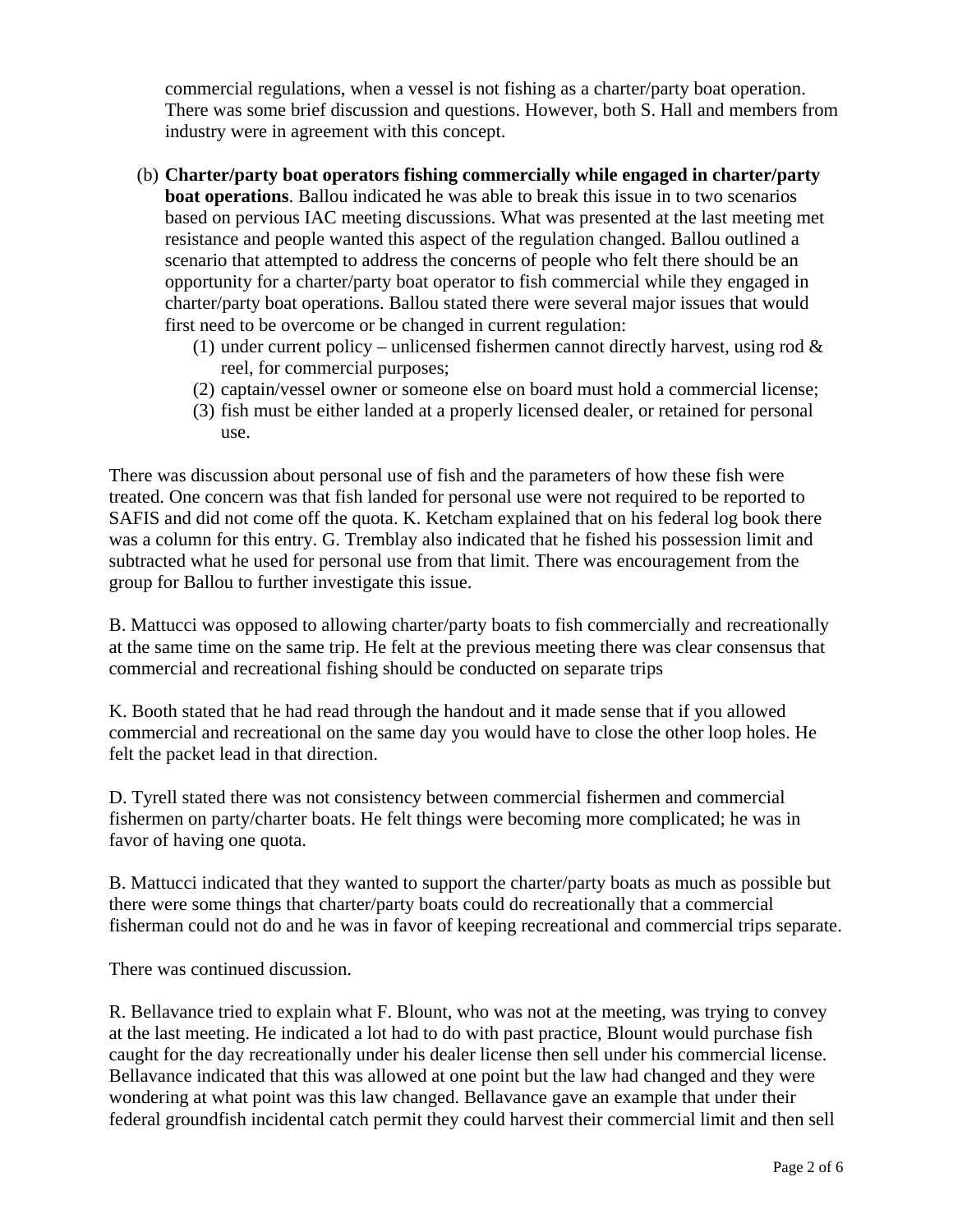commercial regulations, when a vessel is not fishing as a charter/party boat operation. There was some brief discussion and questions. However, both S. Hall and members from industry were in agreement with this concept.

(b) **Charter/party boat operators fishing commercially while engaged in charter/party boat operations**. Ballou indicated he was able to break this issue in to two scenarios based on pervious IAC meeting discussions. What was presented at the last meeting met resistance and people wanted this aspect of the regulation changed. Ballou outlined a scenario that attempted to address the concerns of people who felt there should be an opportunity for a charter/party boat operator to fish commercial while they engaged in charter/party boat operations. Ballou stated there were several major issues that would first need to be overcome or be changed in current regulation:

   (1) under current policy – unlicensed fishermen cannot directly harvest, using rod & reel, for commercial purposes;
   (2) captain/vessel owner or someone else on board must hold a commercial license;
   (3) fish must be either landed at a properly licensed dealer, or retained for personal use.

There was discussion about personal use of fish and the parameters of how these fish were treated. One concern was that fish landed for personal use were not required to be reported to SAFIS and did not come off the quota. K. Ketcham explained that on his federal log book there was a column for this entry. G. Tremblay also indicated that he fished his possession limit and subtracted what he used for personal use from that limit. There was encouragement from the group for Ballou to further investigate this issue.

B. Mattucci was opposed to allowing charter/party boats to fish commercially and recreationally at the same time on the same trip. He felt at the previous meeting there was clear consensus that commercial and recreational fishing should be conducted on separate trips

K. Booth stated that he had read through the handout and it made sense that if you allowed commercial and recreational on the same day you would have to close the other loop holes. He felt the packet lead in that direction.

D. Tyrell stated there was not consistency between commercial fishermen and commercial fishermen on party/charter boats. He felt things were becoming more complicated; he was in favor of having one quota.

B. Mattucci indicated that they wanted to support the charter/party boats as much as possible but there were some things that charter/party boats could do recreationally that a commercial fisherman could not do and he was in favor of keeping recreational and commercial trips separate.

There was continued discussion.

R. Bellavance tried to explain what F. Blount, who was not at the meeting, was trying to convey at the last meeting. He indicated a lot had to do with past practice, Blount would purchase fish caught for the day recreationally under his dealer license then sell under his commercial license. Bellavance indicated that this was allowed at one point but the law had changed and they were wondering at what point was this law changed. Bellavance gave an example that under their federal groundfish incidental catch permit they could harvest their commercial limit and then sell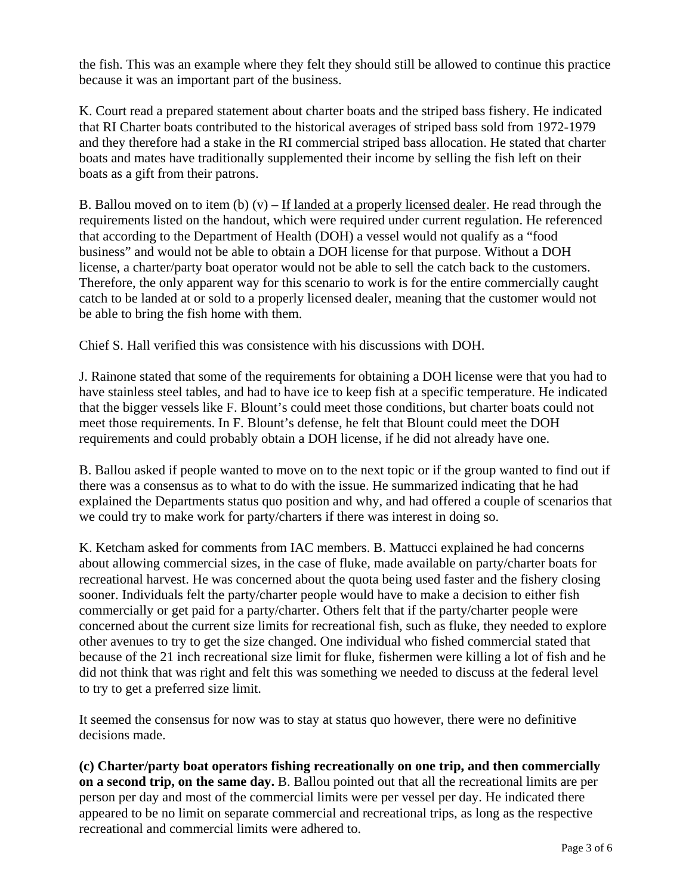the fish. This was an example where they felt they should still be allowed to continue this practice because it was an important part of the business.

K. Court read a prepared statement about charter boats and the striped bass fishery. He indicated that RI Charter boats contributed to the historical averages of striped bass sold from 1972-1979 and they therefore had a stake in the RI commercial striped bass allocation. He stated that charter boats and mates have traditionally supplemented their income by selling the fish left on their boats as a gift from their patrons.

B. Ballou moved on to item (b) (v) – <u>If landed at a properly licensed dealer</u>. He read through the requirements listed on the handout, which were required under current regulation. He referenced that according to the Department of Health (DOH) a vessel would not qualify as a "food business" and would not be able to obtain a DOH license for that purpose. Without a DOH license, a charter/party boat operator would not be able to sell the catch back to the customers. Therefore, the only apparent way for this scenario to work is for the entire commercially caught catch to be landed at or sold to a properly licensed dealer, meaning that the customer would not be able to bring the fish home with them.

Chief S. Hall verified this was consistence with his discussions with DOH.

J. Rainone stated that some of the requirements for obtaining a DOH license were that you had to have stainless steel tables, and had to have ice to keep fish at a specific temperature. He indicated that the bigger vessels like F. Blount's could meet those conditions, but charter boats could not meet those requirements. In F. Blount's defense, he felt that Blount could meet the DOH requirements and could probably obtain a DOH license, if he did not already have one.

B. Ballou asked if people wanted to move on to the next topic or if the group wanted to find out if there was a consensus as to what to do with the issue. He summarized indicating that he had explained the Departments status quo position and why, and had offered a couple of scenarios that we could try to make work for party/charters if there was interest in doing so.

K. Ketcham asked for comments from IAC members. B. Mattucci explained he had concerns about allowing commercial sizes, in the case of fluke, made available on party/charter boats for recreational harvest. He was concerned about the quota being used faster and the fishery closing sooner. Individuals felt the party/charter people would have to make a decision to either fish commercially or get paid for a party/charter. Others felt that if the party/charter people were concerned about the current size limits for recreational fish, such as fluke, they needed to explore other avenues to try to get the size changed. One individual who fished commercial stated that because of the 21 inch recreational size limit for fluke, fishermen were killing a lot of fish and he did not think that was right and felt this was something we needed to discuss at the federal level to try to get a preferred size limit.

It seemed the consensus for now was to stay at status quo however, there were no definitive decisions made.

**(c) Charter/party boat operators fishing recreationally on one trip, and then commercially on a second trip, on the same day.** B. Ballou pointed out that all the recreational limits are per person per day and most of the commercial limits were per vessel per day. He indicated there appeared to be no limit on separate commercial and recreational trips, as long as the respective recreational and commercial limits were adhered to.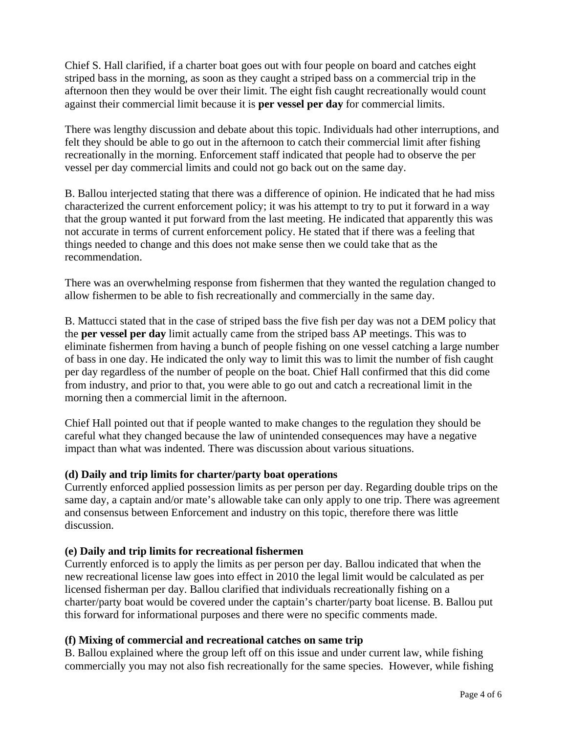Chief S. Hall clarified, if a charter boat goes out with four people on board and catches eight striped bass in the morning, as soon as they caught a striped bass on a commercial trip in the afternoon then they would be over their limit. The eight fish caught recreationally would count against their commercial limit because it is **per vessel per day** for commercial limits.

There was lengthy discussion and debate about this topic. Individuals had other interruptions, and felt they should be able to go out in the afternoon to catch their commercial limit after fishing recreationally in the morning. Enforcement staff indicated that people had to observe the per vessel per day commercial limits and could not go back out on the same day.

B. Ballou interjected stating that there was a difference of opinion. He indicated that he had miss characterized the current enforcement policy; it was his attempt to try to put it forward in a way that the group wanted it put forward from the last meeting. He indicated that apparently this was not accurate in terms of current enforcement policy. He stated that if there was a feeling that things needed to change and this does not make sense then we could take that as the recommendation.

There was an overwhelming response from fishermen that they wanted the regulation changed to allow fishermen to be able to fish recreationally and commercially in the same day.

B. Mattucci stated that in the case of striped bass the five fish per day was not a DEM policy that the **per vessel per day** limit actually came from the striped bass AP meetings. This was to eliminate fishermen from having a bunch of people fishing on one vessel catching a large number of bass in one day. He indicated the only way to limit this was to limit the number of fish caught per day regardless of the number of people on the boat. Chief Hall confirmed that this did come from industry, and prior to that, you were able to go out and catch a recreational limit in the morning then a commercial limit in the afternoon.

Chief Hall pointed out that if people wanted to make changes to the regulation they should be careful what they changed because the law of unintended consequences may have a negative impact than what was indented. There was discussion about various situations.

**(d) Daily and trip limits for charter/party boat operations**
Currently enforced applied possession limits as per person per day. Regarding double trips on the same day, a captain and/or mate's allowable take can only apply to one trip. There was agreement and consensus between Enforcement and industry on this topic, therefore there was little discussion.

**(e) Daily and trip limits for recreational fishermen**
Currently enforced is to apply the limits as per person per day. Ballou indicated that when the new recreational license law goes into effect in 2010 the legal limit would be calculated as per licensed fisherman per day. Ballou clarified that individuals recreationally fishing on a charter/party boat would be covered under the captain's charter/party boat license. B. Ballou put this forward for informational purposes and there were no specific comments made.

**(f) Mixing of commercial and recreational catches on same trip**
B. Ballou explained where the group left off on this issue and under current law, while fishing commercially you may not also fish recreationally for the same species. However, while fishing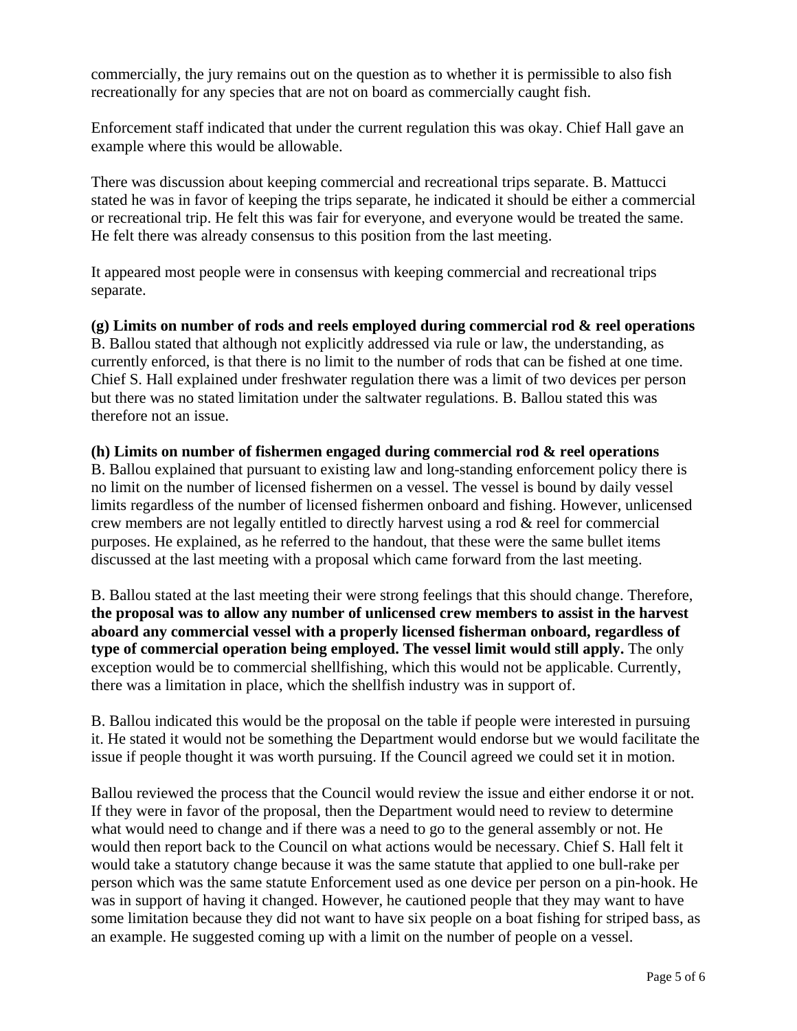commercially, the jury remains out on the question as to whether it is permissible to also fish recreationally for any species that are not on board as commercially caught fish.

Enforcement staff indicated that under the current regulation this was okay. Chief Hall gave an example where this would be allowable.

There was discussion about keeping commercial and recreational trips separate. B. Mattucci stated he was in favor of keeping the trips separate, he indicated it should be either a commercial or recreational trip. He felt this was fair for everyone, and everyone would be treated the same. He felt there was already consensus to this position from the last meeting.

It appeared most people were in consensus with keeping commercial and recreational trips separate.

**(g) Limits on number of rods and reels employed during commercial rod & reel operations**
B. Ballou stated that although not explicitly addressed via rule or law, the understanding, as currently enforced, is that there is no limit to the number of rods that can be fished at one time. Chief S. Hall explained under freshwater regulation there was a limit of two devices per person but there was no stated limitation under the saltwater regulations. B. Ballou stated this was therefore not an issue.

**(h) Limits on number of fishermen engaged during commercial rod & reel operations**
B. Ballou explained that pursuant to existing law and long-standing enforcement policy there is no limit on the number of licensed fishermen on a vessel. The vessel is bound by daily vessel limits regardless of the number of licensed fishermen onboard and fishing. However, unlicensed crew members are not legally entitled to directly harvest using a rod & reel for commercial purposes. He explained, as he referred to the handout, that these were the same bullet items discussed at the last meeting with a proposal which came forward from the last meeting.

B. Ballou stated at the last meeting their were strong feelings that this should change. Therefore, **the proposal was to allow any number of unlicensed crew members to assist in the harvest aboard any commercial vessel with a properly licensed fisherman onboard, regardless of type of commercial operation being employed. The vessel limit would still apply.** The only exception would be to commercial shellfishing, which this would not be applicable. Currently, there was a limitation in place, which the shellfish industry was in support of.

B. Ballou indicated this would be the proposal on the table if people were interested in pursuing it. He stated it would not be something the Department would endorse but we would facilitate the issue if people thought it was worth pursuing. If the Council agreed we could set it in motion.

Ballou reviewed the process that the Council would review the issue and either endorse it or not. If they were in favor of the proposal, then the Department would need to review to determine what would need to change and if there was a need to go to the general assembly or not. He would then report back to the Council on what actions would be necessary. Chief S. Hall felt it would take a statutory change because it was the same statute that applied to one bull-rake per person which was the same statute Enforcement used as one device per person on a pin-hook. He was in support of having it changed. However, he cautioned people that they may want to have some limitation because they did not want to have six people on a boat fishing for striped bass, as an example. He suggested coming up with a limit on the number of people on a vessel.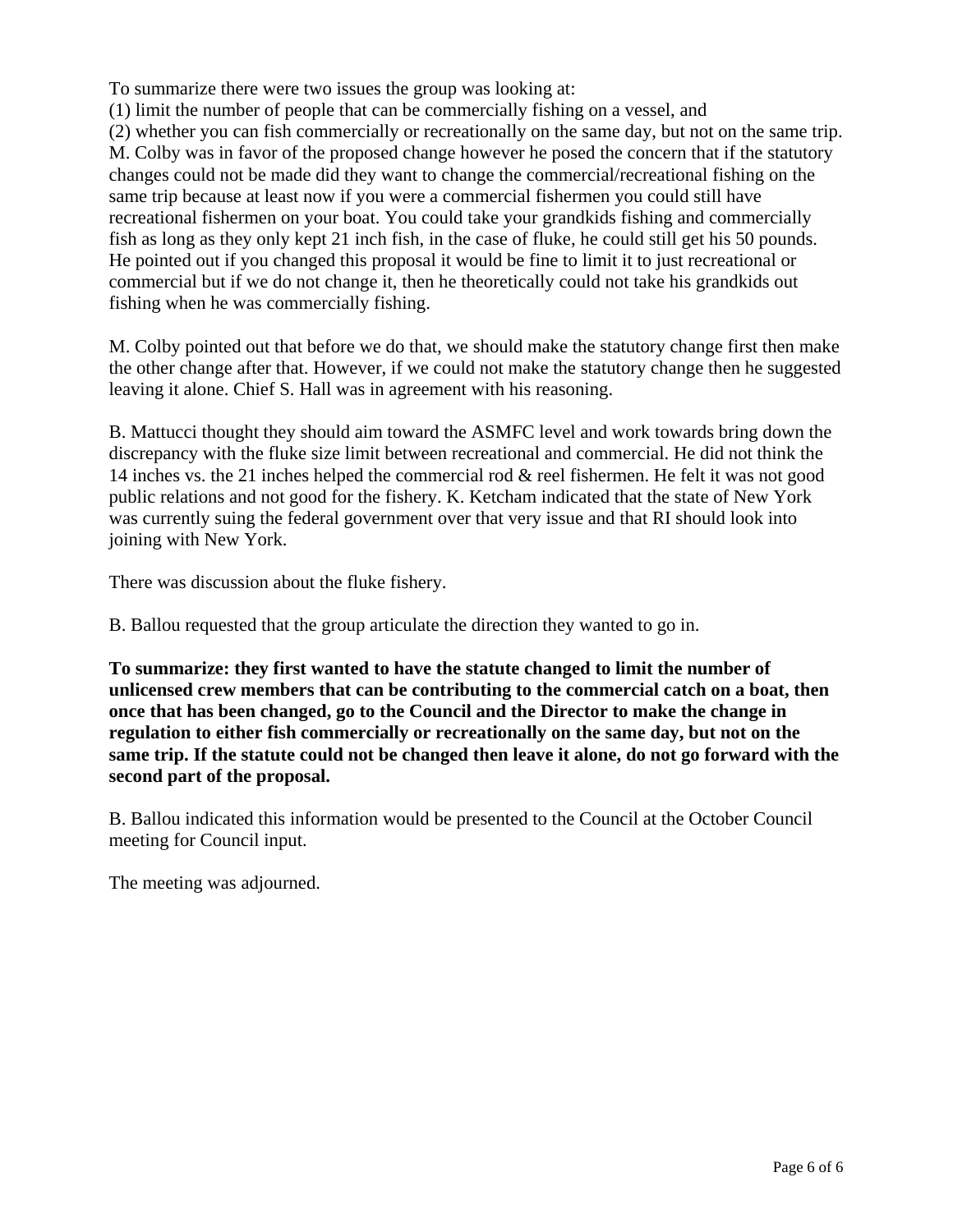To summarize there were two issues the group was looking at:
(1) limit the number of people that can be commercially fishing on a vessel, and
(2) whether you can fish commercially or recreationally on the same day, but not on the same trip.
M. Colby was in favor of the proposed change however he posed the concern that if the statutory changes could not be made did they want to change the commercial/recreational fishing on the same trip because at least now if you were a commercial fishermen you could still have recreational fishermen on your boat. You could take your grandkids fishing and commercially fish as long as they only kept 21 inch fish, in the case of fluke, he could still get his 50 pounds. He pointed out if you changed this proposal it would be fine to limit it to just recreational or commercial but if we do not change it, then he theoretically could not take his grandkids out fishing when he was commercially fishing.

M. Colby pointed out that before we do that, we should make the statutory change first then make the other change after that. However, if we could not make the statutory change then he suggested leaving it alone. Chief S. Hall was in agreement with his reasoning.

B. Mattucci thought they should aim toward the ASMFC level and work towards bring down the discrepancy with the fluke size limit between recreational and commercial. He did not think the 14 inches vs. the 21 inches helped the commercial rod & reel fishermen. He felt it was not good public relations and not good for the fishery. K. Ketcham indicated that the state of New York was currently suing the federal government over that very issue and that RI should look into joining with New York.

There was discussion about the fluke fishery.

B. Ballou requested that the group articulate the direction they wanted to go in.

**To summarize: they first wanted to have the statute changed to limit the number of unlicensed crew members that can be contributing to the commercial catch on a boat, then once that has been changed, go to the Council and the Director to make the change in regulation to either fish commercially or recreationally on the same day, but not on the same trip. If the statute could not be changed then leave it alone, do not go forward with the second part of the proposal.**

B. Ballou indicated this information would be presented to the Council at the October Council meeting for Council input.

The meeting was adjourned.